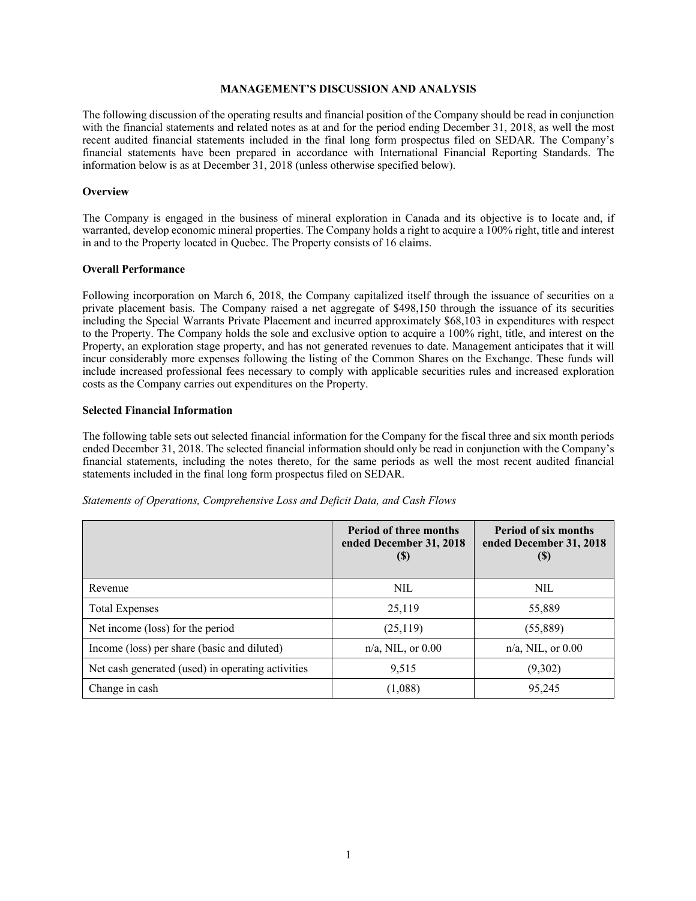# MANAGEMENT'S DISCUSSION AND ANALYSIS

The following discussion of the operating results and financial position of the Company should be read in conjunction with the financial statements and related notes as at and for the period ending December 31, 2018, as well the most recent audited financial statements included in the final long form prospectus filed on SEDAR. The Company's financial statements have been prepared in accordance with International Financial Reporting Standards. The information below is as at December 31, 2018 (unless otherwise specified below).

## Overview

The Company is engaged in the business of mineral exploration in Canada and its objective is to locate and, if warranted, develop economic mineral properties. The Company holds a right to acquire a 100% right, title and interest in and to the Property located in Quebec. The Property consists of 16 claims.

## Overall Performance

Following incorporation on March 6, 2018, the Company capitalized itself through the issuance of securities on a private placement basis. The Company raised a net aggregate of $498,150 through the issuance of its securities including the Special Warrants Private Placement and incurred approximately $68,103 in expenditures with respect to the Property. The Company holds the sole and exclusive option to acquire a 100% right, title, and interest on the Property, an exploration stage property, and has not generated revenues to date. Management anticipates that it will incur considerably more expenses following the listing of the Common Shares on the Exchange. These funds will include increased professional fees necessary to comply with applicable securities rules and increased exploration costs as the Company carries out expenditures on the Property.

## Selected Financial Information

The following table sets out selected financial information for the Company for the fiscal three and six month periods ended December 31, 2018. The selected financial information should only be read in conjunction with the Company's financial statements, including the notes thereto, for the same periods as well the most recent audited financial statements included in the final long form prospectus filed on SEDAR.

*Statements of Operations, Comprehensive Loss and Deficit Data, and Cash Flows*

| | Period of three months ended December 31, 2018 ($) | Period of six months ended December 31, 2018 ($) |
|---|---|---|
| Revenue | NIL | NIL |
| Total Expenses | 25,119 | 55,889 |
| Net income (loss) for the period | (25,119) | (55,889) |
| Income (loss) per share (basic and diluted) | n/a, NIL, or 0.00 | n/a, NIL, or 0.00 |
| Net cash generated (used) in operating activities | 9,515 | (9,302) |
| Change in cash | (1,088) | 95,245 |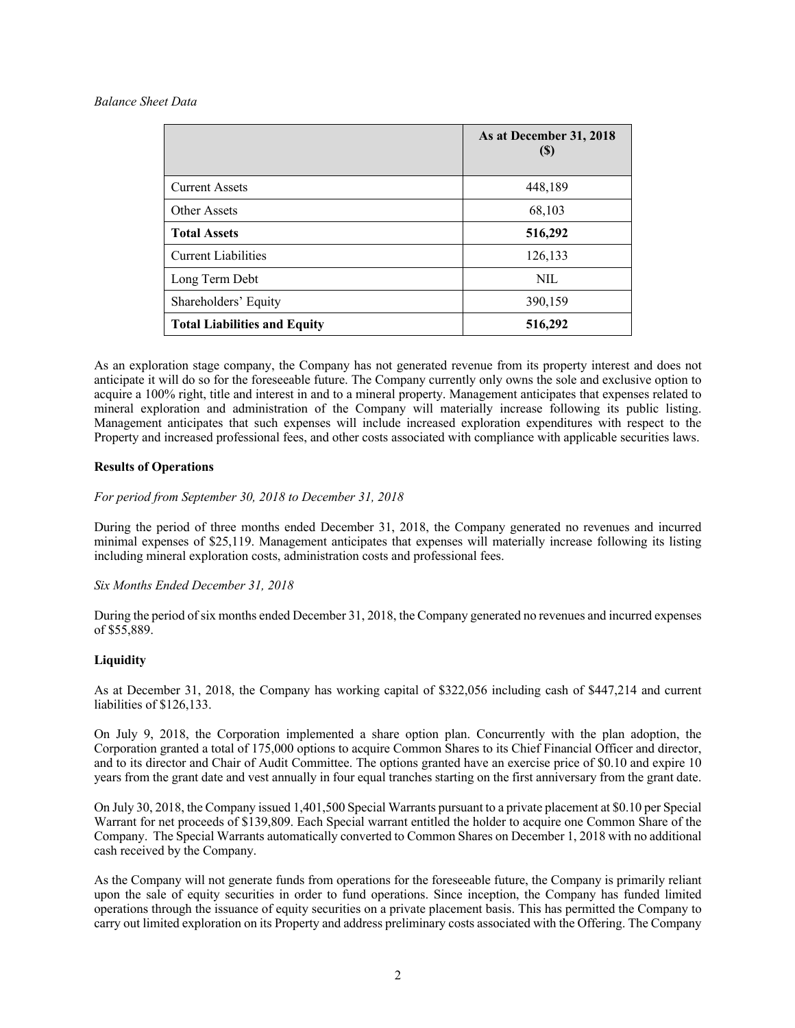*Balance Sheet Data*

| | As at December 31, 2018 ($) |
|---|---|
| Current Assets | 448,189 |
| Other Assets | 68,103 |
| **Total Assets** | **516,292** |
| Current Liabilities | 126,133 |
| Long Term Debt | NIL |
| Shareholders' Equity | 390,159 |
| **Total Liabilities and Equity** | **516,292** |

As an exploration stage company, the Company has not generated revenue from its property interest and does not anticipate it will do so for the foreseeable future. The Company currently only owns the sole and exclusive option to acquire a 100% right, title and interest in and to a mineral property. Management anticipates that expenses related to mineral exploration and administration of the Company will materially increase following its public listing. Management anticipates that such expenses will include increased exploration expenditures with respect to the Property and increased professional fees, and other costs associated with compliance with applicable securities laws.

**Results of Operations**

*For period from September 30, 2018 to December 31, 2018*

During the period of three months ended December 31, 2018, the Company generated no revenues and incurred minimal expenses of $25,119. Management anticipates that expenses will materially increase following its listing including mineral exploration costs, administration costs and professional fees.

*Six Months Ended December 31, 2018*

During the period of six months ended December 31, 2018, the Company generated no revenues and incurred expenses of $55,889.

**Liquidity**

As at December 31, 2018, the Company has working capital of $322,056 including cash of $447,214 and current liabilities of $126,133.

On July 9, 2018, the Corporation implemented a share option plan. Concurrently with the plan adoption, the Corporation granted a total of 175,000 options to acquire Common Shares to its Chief Financial Officer and director, and to its director and Chair of Audit Committee. The options granted have an exercise price of $0.10 and expire 10 years from the grant date and vest annually in four equal tranches starting on the first anniversary from the grant date.

On July 30, 2018, the Company issued 1,401,500 Special Warrants pursuant to a private placement at $0.10 per Special Warrant for net proceeds of $139,809. Each Special warrant entitled the holder to acquire one Common Share of the Company. The Special Warrants automatically converted to Common Shares on December 1, 2018 with no additional cash received by the Company.

As the Company will not generate funds from operations for the foreseeable future, the Company is primarily reliant upon the sale of equity securities in order to fund operations. Since inception, the Company has funded limited operations through the issuance of equity securities on a private placement basis. This has permitted the Company to carry out limited exploration on its Property and address preliminary costs associated with the Offering. The Company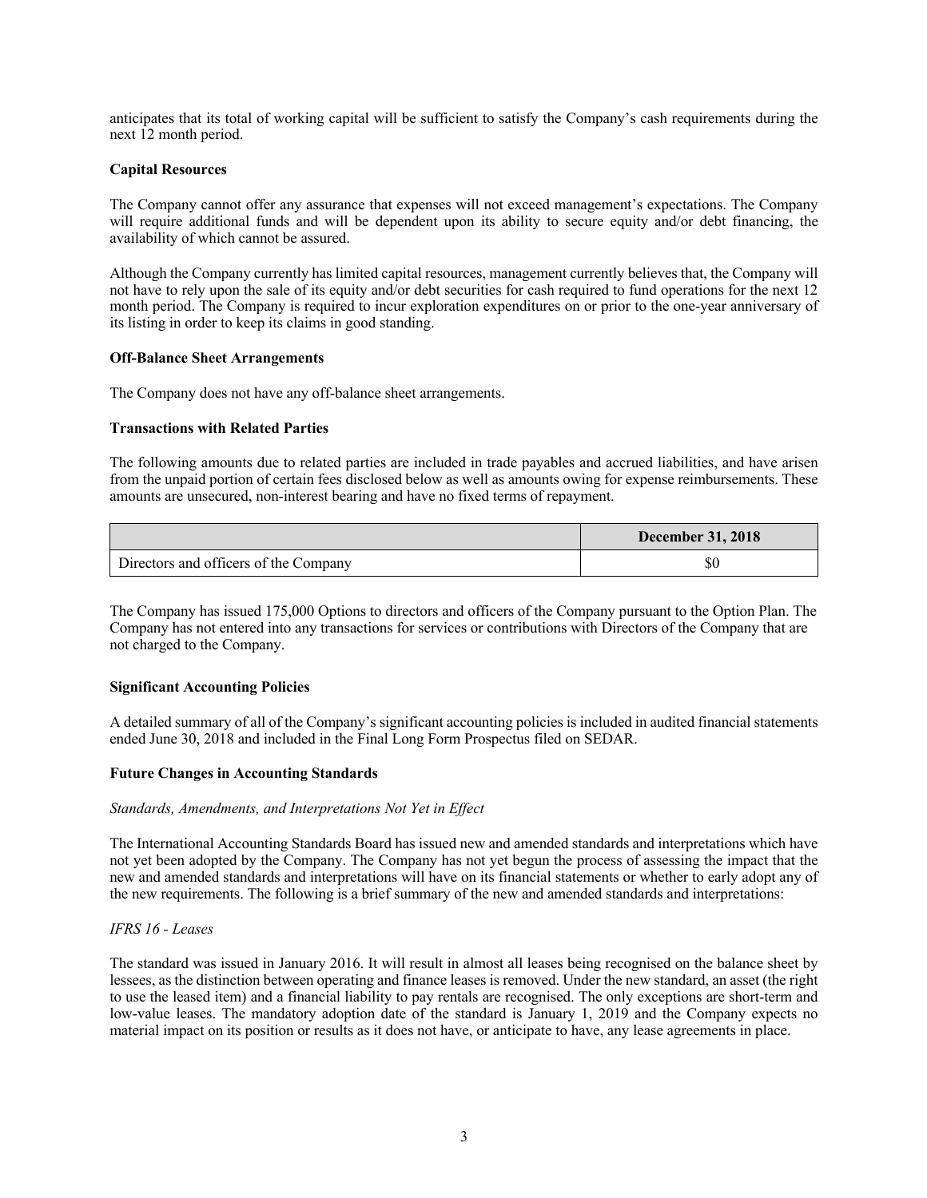anticipates that its total of working capital will be sufficient to satisfy the Company's cash requirements during the next 12 month period.

**Capital Resources**

The Company cannot offer any assurance that expenses will not exceed management's expectations. The Company will require additional funds and will be dependent upon its ability to secure equity and/or debt financing, the availability of which cannot be assured.

Although the Company currently has limited capital resources, management currently believes that, the Company will not have to rely upon the sale of its equity and/or debt securities for cash required to fund operations for the next 12 month period. The Company is required to incur exploration expenditures on or prior to the one-year anniversary of its listing in order to keep its claims in good standing.

**Off-Balance Sheet Arrangements**

The Company does not have any off-balance sheet arrangements.

**Transactions with Related Parties**

The following amounts due to related parties are included in trade payables and accrued liabilities, and have arisen from the unpaid portion of certain fees disclosed below as well as amounts owing for expense reimbursements. These amounts are unsecured, non-interest bearing and have no fixed terms of repayment.

| | **December 31, 2018** |
|---|---|
| Directors and officers of the Company | $0 |

The Company has issued 175,000 Options to directors and officers of the Company pursuant to the Option Plan. The Company has not entered into any transactions for services or contributions with Directors of the Company that are not charged to the Company.

**Significant Accounting Policies**

A detailed summary of all of the Company's significant accounting policies is included in audited financial statements ended June 30, 2018 and included in the Final Long Form Prospectus filed on SEDAR.

**Future Changes in Accounting Standards**

*Standards, Amendments, and Interpretations Not Yet in Effect*

The International Accounting Standards Board has issued new and amended standards and interpretations which have not yet been adopted by the Company. The Company has not yet begun the process of assessing the impact that the new and amended standards and interpretations will have on its financial statements or whether to early adopt any of the new requirements. The following is a brief summary of the new and amended standards and interpretations:

*IFRS 16 - Leases*

The standard was issued in January 2016. It will result in almost all leases being recognised on the balance sheet by lessees, as the distinction between operating and finance leases is removed. Under the new standard, an asset (the right to use the leased item) and a financial liability to pay rentals are recognised. The only exceptions are short-term and low-value leases. The mandatory adoption date of the standard is January 1, 2019 and the Company expects no material impact on its position or results as it does not have, or anticipate to have, any lease agreements in place.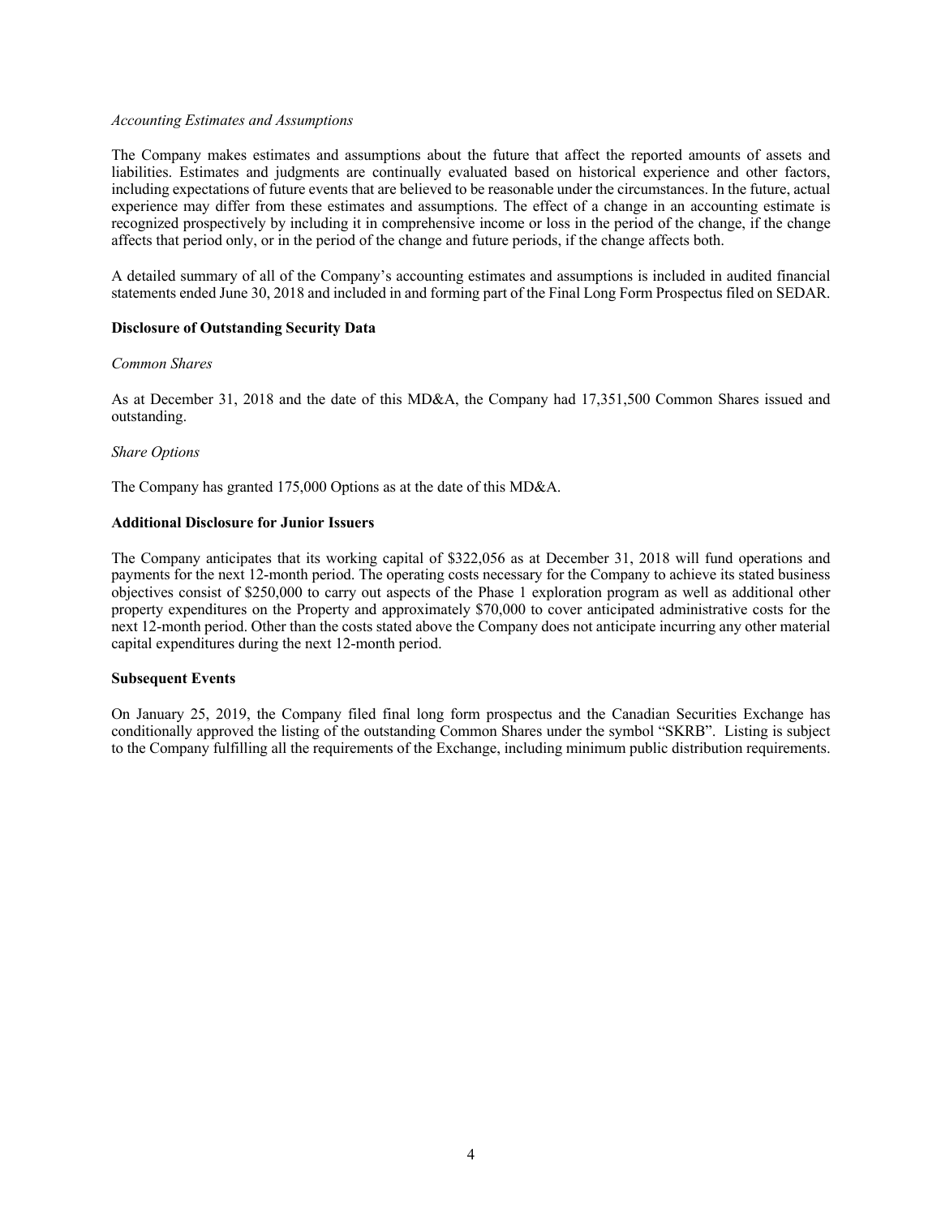*Accounting Estimates and Assumptions*

The Company makes estimates and assumptions about the future that affect the reported amounts of assets and liabilities. Estimates and judgments are continually evaluated based on historical experience and other factors, including expectations of future events that are believed to be reasonable under the circumstances. In the future, actual experience may differ from these estimates and assumptions. The effect of a change in an accounting estimate is recognized prospectively by including it in comprehensive income or loss in the period of the change, if the change affects that period only, or in the period of the change and future periods, if the change affects both.

A detailed summary of all of the Company's accounting estimates and assumptions is included in audited financial statements ended June 30, 2018 and included in and forming part of the Final Long Form Prospectus filed on SEDAR.

**Disclosure of Outstanding Security Data**

*Common Shares*

As at December 31, 2018 and the date of this MD&A, the Company had 17,351,500 Common Shares issued and outstanding.

*Share Options*

The Company has granted 175,000 Options as at the date of this MD&A.

**Additional Disclosure for Junior Issuers**

The Company anticipates that its working capital of $322,056 as at December 31, 2018 will fund operations and payments for the next 12-month period. The operating costs necessary for the Company to achieve its stated business objectives consist of $250,000 to carry out aspects of the Phase 1 exploration program as well as additional other property expenditures on the Property and approximately $70,000 to cover anticipated administrative costs for the next 12-month period. Other than the costs stated above the Company does not anticipate incurring any other material capital expenditures during the next 12-month period.

**Subsequent Events**

On January 25, 2019, the Company filed final long form prospectus and the Canadian Securities Exchange has conditionally approved the listing of the outstanding Common Shares under the symbol "SKRB". Listing is subject to the Company fulfilling all the requirements of the Exchange, including minimum public distribution requirements.